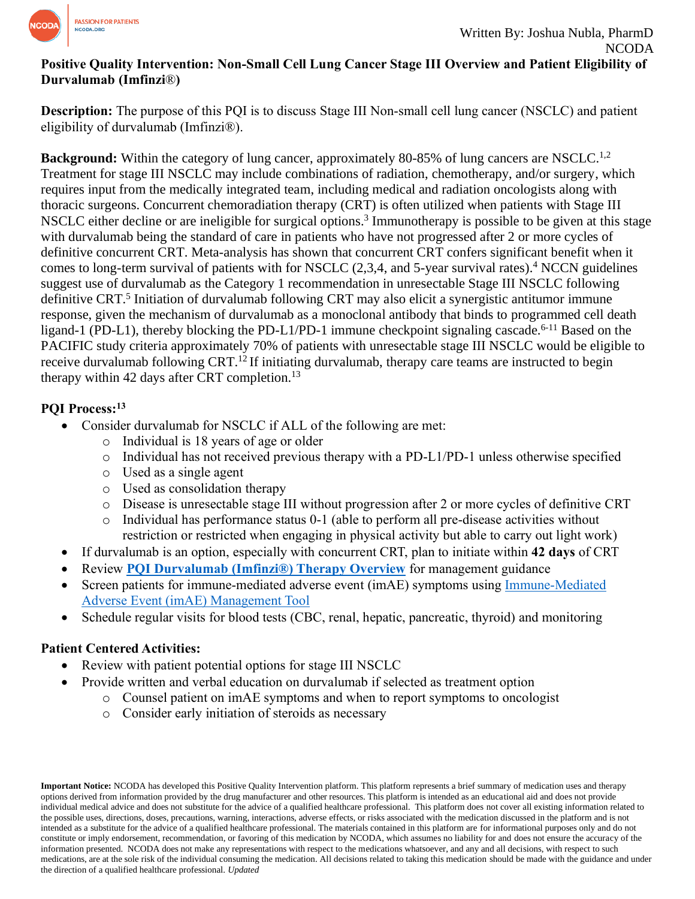Written By: Joshua Nubla, PharmD
NCODA

# Positive Quality Intervention: Non-Small Cell Lung Cancer Stage III Overview and Patient Eligibility of Durvalumab (Imfinzi®)

**Description:** The purpose of this PQI is to discuss Stage III Non-small cell lung cancer (NSCLC) and patient eligibility of durvalumab (Imfinzi®).

**Background:** Within the category of lung cancer, approximately 80-85% of lung cancers are NSCLC.[1,2] Treatment for stage III NSCLC may include combinations of radiation, chemotherapy, and/or surgery, which requires input from the medically integrated team, including medical and radiation oncologists along with thoracic surgeons. Concurrent chemoradiation therapy (CRT) is often utilized when patients with Stage III NSCLC either decline or are ineligible for surgical options.[3] Immunotherapy is possible to be given at this stage with durvalumab being the standard of care in patients who have not progressed after 2 or more cycles of definitive concurrent CRT. Meta-analysis has shown that concurrent CRT confers significant benefit when it comes to long-term survival of patients with for NSCLC (2,3,4, and 5-year survival rates).[4] NCCN guidelines suggest use of durvalumab as the Category 1 recommendation in unresectable Stage III NSCLC following definitive CRT.[5] Initiation of durvalumab following CRT may also elicit a synergistic antitumor immune response, given the mechanism of durvalumab as a monoclonal antibody that binds to programmed cell death ligand-1 (PD-L1), thereby blocking the PD-L1/PD-1 immune checkpoint signaling cascade.[6-11] Based on the PACIFIC study criteria approximately 70% of patients with unresectable stage III NSCLC would be eligible to receive durvalumab following CRT.[12] If initiating durvalumab, therapy care teams are instructed to begin therapy within 42 days after CRT completion.[13]

## PQI Process:[13]

- Consider durvalumab for NSCLC if ALL of the following are met:
  - Individual is 18 years of age or older
  - Individual has not received previous therapy with a PD-L1/PD-1 unless otherwise specified
  - Used as a single agent
  - Used as consolidation therapy
  - Disease is unresectable stage III without progression after 2 or more cycles of definitive CRT
  - Individual has performance status 0-1 (able to perform all pre-disease activities without restriction or restricted when engaging in physical activity but able to carry out light work)
- If durvalumab is an option, especially with concurrent CRT, plan to initiate within **42 days** of CRT
- Review **PQI Durvalumab (Imfinzi®) Therapy Overview** for management guidance
- Screen patients for immune-mediated adverse event (imAE) symptoms using Immune-Mediated Adverse Event (imAE) Management Tool
- Schedule regular visits for blood tests (CBC, renal, hepatic, pancreatic, thyroid) and monitoring

## Patient Centered Activities:

- Review with patient potential options for stage III NSCLC
- Provide written and verbal education on durvalumab if selected as treatment option
  - Counsel patient on imAE symptoms and when to report symptoms to oncologist
  - Consider early initiation of steroids as necessary

**Important Notice:** NCODA has developed this Positive Quality Intervention platform. This platform represents a brief summary of medication uses and therapy options derived from information provided by the drug manufacturer and other resources. This platform is intended as an educational aid and does not provide individual medical advice and does not substitute for the advice of a qualified healthcare professional. This platform does not cover all existing information related to the possible uses, directions, doses, precautions, warning, interactions, adverse effects, or risks associated with the medication discussed in the platform and is not intended as a substitute for the advice of a qualified healthcare professional. The materials contained in this platform are for informational purposes only and do not constitute or imply endorsement, recommendation, or favoring of this medication by NCODA, which assumes no liability for and does not ensure the accuracy of the information presented. NCODA does not make any representations with respect to the medications whatsoever, and any and all decisions, with respect to such medications, are at the sole risk of the individual consuming the medication. All decisions related to taking this medication should be made with the guidance and under the direction of a qualified healthcare professional. *Updated*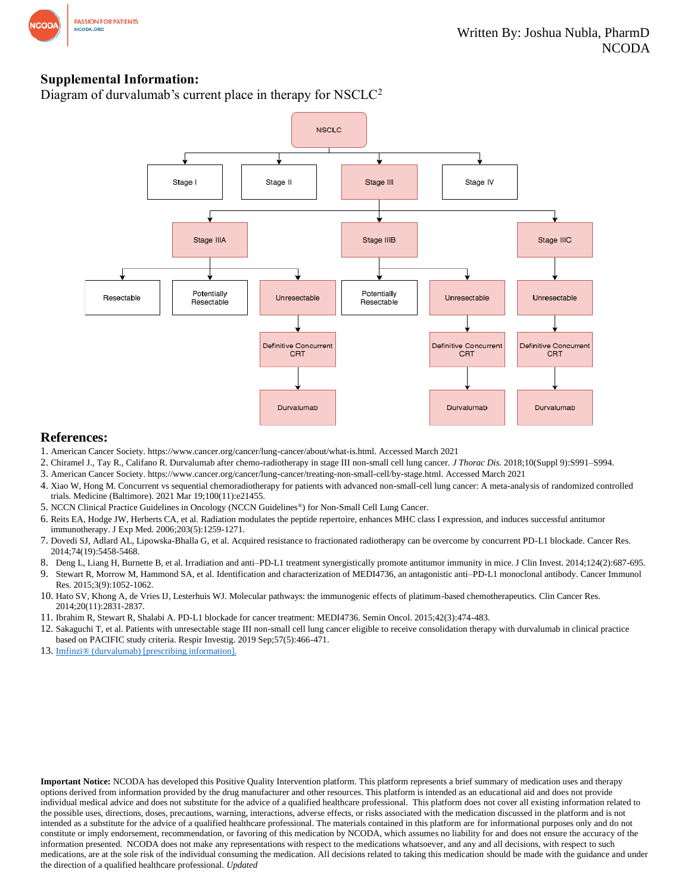**Supplemental Information:**

Diagram of durvalumab's current place in therapy for NSCLC[2]

NSCLC

Stage I

Stage II

Stage III

Stage IV

Stage IIIA

Stage IIIB

Stage IIIC

Resectable

Potentially Resectable

Unresectable

Potentially Resectable

Unresectable

Unresectable

Definitive Concurrent CRT

Definitive Concurrent CRT

Definitive Concurrent CRT

Durvalumab

Durvalumab

Durvalumab

## References:

1. American Cancer Society. https://www.cancer.org/cancer/lung-cancer/about/what-is.html. Accessed March 2021
2. Chiramel J., Tay R., Califano R. Durvalumab after chemo-radiotherapy in stage III non-small cell lung cancer. *J Thorac Dis.* 2018;10(Suppl 9):S991–S994.
3. American Cancer Society. https://www.cancer.org/cancer/lung-cancer/treating-non-small-cell/by-stage.html. Accessed March 2021
4. Xiao W, Hong M. Concurrent vs sequential chemoradiotherapy for patients with advanced non-small-cell lung cancer: A meta-analysis of randomized controlled trials. Medicine (Baltimore). 2021 Mar 19;100(11):e21455.
5. NCCN Clinical Practice Guidelines in Oncology (NCCN Guidelines®) for Non-Small Cell Lung Cancer.
6. Reits EA, Hodge JW, Herberts CA, et al. Radiation modulates the peptide repertoire, enhances MHC class I expression, and induces successful antitumor immunotherapy. J Exp Med. 2006;203(5):1259-1271.
7. Dovedi SJ, Adlard AL, Lipowska-Bhalla G, et al. Acquired resistance to fractionated radiotherapy can be overcome by concurrent PD-L1 blockade. Cancer Res. 2014;74(19):5458-5468.
8. Deng L, Liang H, Burnette B, et al. Irradiation and anti–PD-L1 treatment synergistically promote antitumor immunity in mice. J Clin Invest. 2014;124(2):687-695.
9. Stewart R, Morrow M, Hammond SA, et al. Identification and characterization of MEDI4736, an antagonistic anti–PD-L1 monoclonal antibody. Cancer Immunol Res. 2015;3(9):1052-1062.
10. Hato SV, Khong A, de Vries IJ, Lesterhuis WJ. Molecular pathways: the immunogenic effects of platinum-based chemotherapeutics. Clin Cancer Res. 2014;20(11):2831-2837.
11. Ibrahim R, Stewart R, Shalabi A. PD-L1 blockade for cancer treatment: MEDI4736. Semin Oncol. 2015;42(3):474-483.
12. Sakaguchi T, et al. Patients with unresectable stage III non-small cell lung cancer eligible to receive consolidation therapy with durvalumab in clinical practice based on PACIFIC study criteria. Respir Investig. 2019 Sep;57(5):466-471.
13. Imfinzi® (durvalumab) [prescribing information].

**Important Notice:** NCODA has developed this Positive Quality Intervention platform. This platform represents a brief summary of medication uses and therapy options derived from information provided by the drug manufacturer and other resources. This platform is intended as an educational aid and does not provide individual medical advice and does not substitute for the advice of a qualified healthcare professional. This platform does not cover all existing information related to the possible uses, directions, doses, precautions, warning, interactions, adverse effects, or risks associated with the medication discussed in the platform and is not intended as a substitute for the advice of a qualified healthcare professional. The materials contained in this platform are for informational purposes only and do not constitute or imply endorsement, recommendation, or favoring of this medication by NCODA, which assumes no liability for and does not ensure the accuracy of the information presented. NCODA does not make any representations with respect to the medications whatsoever, and any and all decisions, with respect to such medications, are at the sole risk of the individual consuming the medication. All decisions related to taking this medication should be made with the guidance and under the direction of a qualified healthcare professional. *Updated*